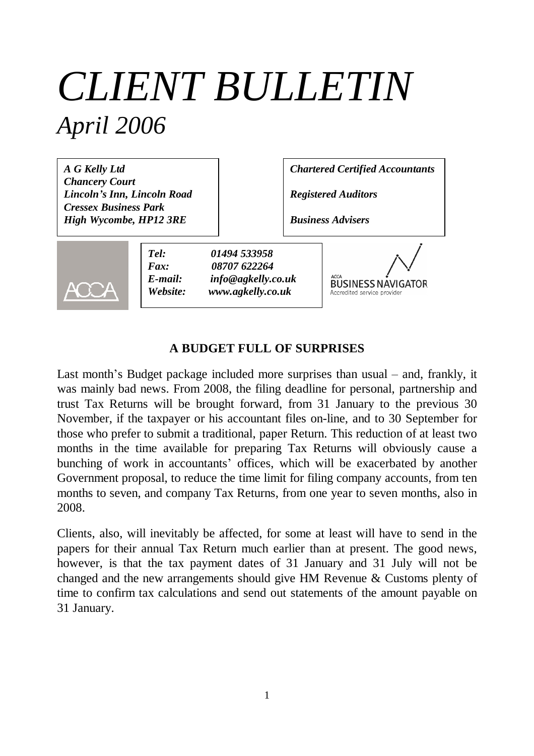# *CLIENT BULLETIN*

## *April 2006*

***A G Kelly Ltd***
***Chancery Court***
***Lincoln's Inn, Lincoln Road***
***Cressex Business Park***
***High Wycombe, HP12 3RE***

***Chartered Certified Accountants***

***Registered Auditors***

***Business Advisers***

***Tel:*** ***01494 533958***
***Fax:*** ***08707 622264***
***E-mail:*** ***info@agkelly.co.uk***
***Website:*** ***www.agkelly.co.uk***

ACCA

ACCA BUSINESS NAVIGATOR
Accredited service provider

### A BUDGET FULL OF SURPRISES

Last month's Budget package included more surprises than usual – and, frankly, it was mainly bad news. From 2008, the filing deadline for personal, partnership and trust Tax Returns will be brought forward, from 31 January to the previous 30 November, if the taxpayer or his accountant files on-line, and to 30 September for those who prefer to submit a traditional, paper Return. This reduction of at least two months in the time available for preparing Tax Returns will obviously cause a bunching of work in accountants' offices, which will be exacerbated by another Government proposal, to reduce the time limit for filing company accounts, from ten months to seven, and company Tax Returns, from one year to seven months, also in 2008.

Clients, also, will inevitably be affected, for some at least will have to send in the papers for their annual Tax Return much earlier than at present. The good news, however, is that the tax payment dates of 31 January and 31 July will not be changed and the new arrangements should give HM Revenue & Customs plenty of time to confirm tax calculations and send out statements of the amount payable on 31 January.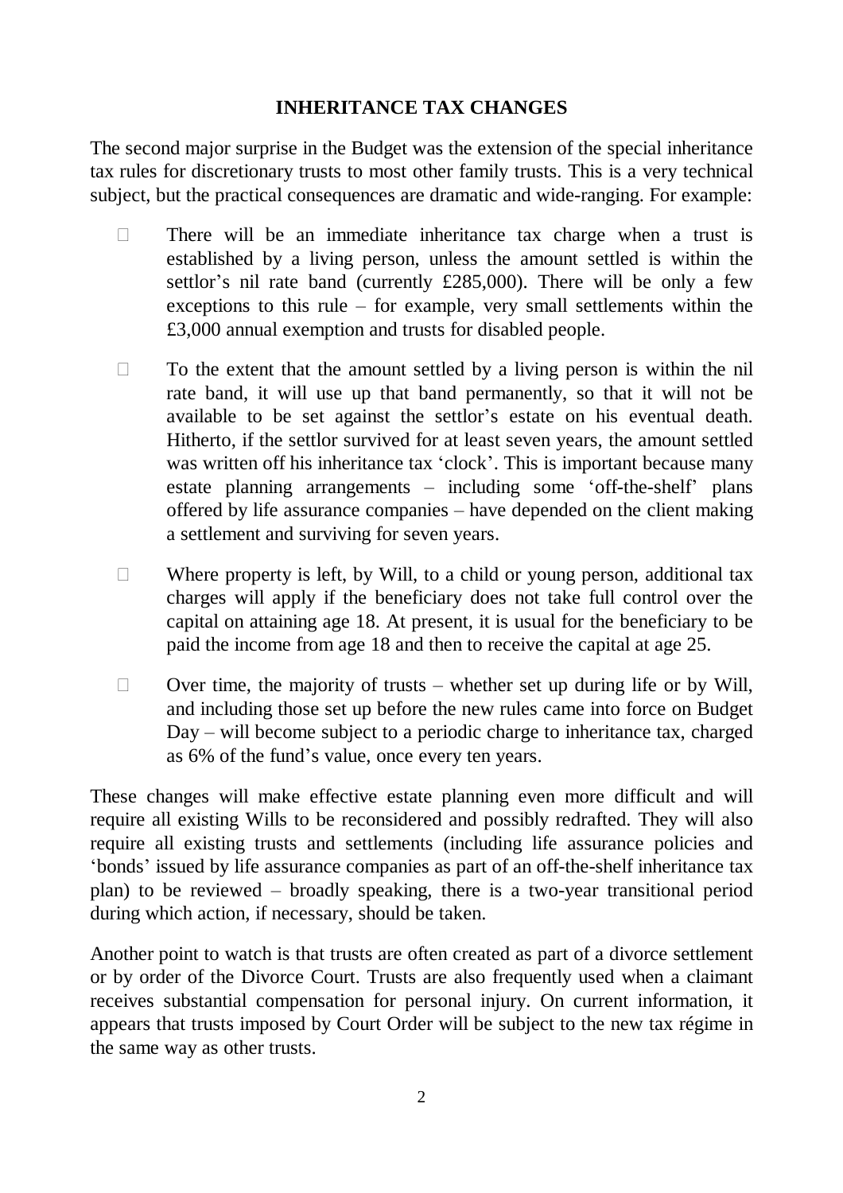## INHERITANCE TAX CHANGES

The second major surprise in the Budget was the extension of the special inheritance tax rules for discretionary trusts to most other family trusts. This is a very technical subject, but the practical consequences are dramatic and wide-ranging. For example:

- There will be an immediate inheritance tax charge when a trust is established by a living person, unless the amount settled is within the settlor's nil rate band (currently £285,000). There will be only a few exceptions to this rule – for example, very small settlements within the £3,000 annual exemption and trusts for disabled people.

- To the extent that the amount settled by a living person is within the nil rate band, it will use up that band permanently, so that it will not be available to be set against the settlor's estate on his eventual death. Hitherto, if the settlor survived for at least seven years, the amount settled was written off his inheritance tax 'clock'. This is important because many estate planning arrangements – including some 'off-the-shelf' plans offered by life assurance companies – have depended on the client making a settlement and surviving for seven years.

- Where property is left, by Will, to a child or young person, additional tax charges will apply if the beneficiary does not take full control over the capital on attaining age 18. At present, it is usual for the beneficiary to be paid the income from age 18 and then to receive the capital at age 25.

- Over time, the majority of trusts – whether set up during life or by Will, and including those set up before the new rules came into force on Budget Day – will become subject to a periodic charge to inheritance tax, charged as 6% of the fund's value, once every ten years.

These changes will make effective estate planning even more difficult and will require all existing Wills to be reconsidered and possibly redrafted. They will also require all existing trusts and settlements (including life assurance policies and 'bonds' issued by life assurance companies as part of an off-the-shelf inheritance tax plan) to be reviewed – broadly speaking, there is a two-year transitional period during which action, if necessary, should be taken.

Another point to watch is that trusts are often created as part of a divorce settlement or by order of the Divorce Court. Trusts are also frequently used when a claimant receives substantial compensation for personal injury. On current information, it appears that trusts imposed by Court Order will be subject to the new tax régime in the same way as other trusts.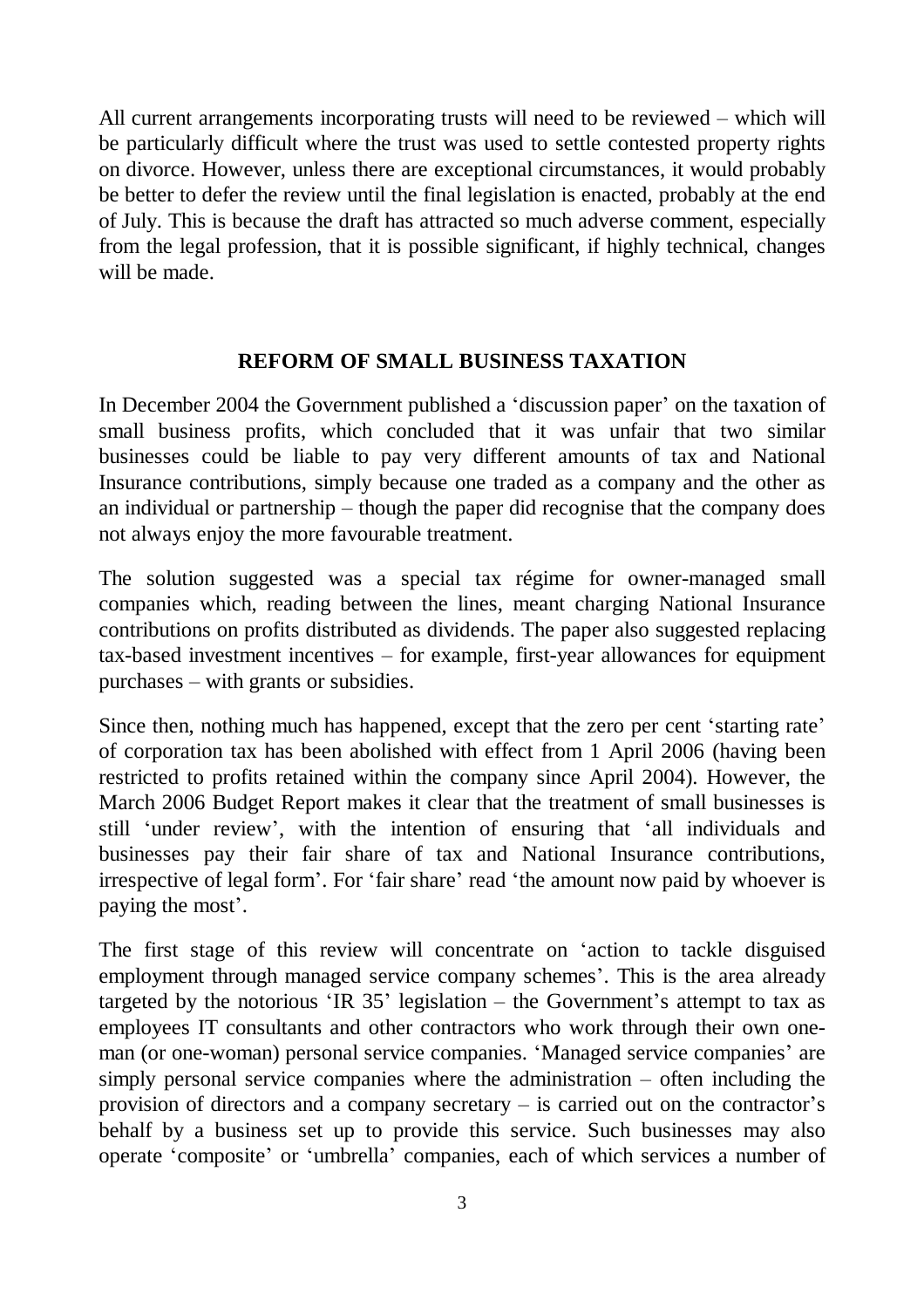All current arrangements incorporating trusts will need to be reviewed – which will be particularly difficult where the trust was used to settle contested property rights on divorce. However, unless there are exceptional circumstances, it would probably be better to defer the review until the final legislation is enacted, probably at the end of July. This is because the draft has attracted so much adverse comment, especially from the legal profession, that it is possible significant, if highly technical, changes will be made.

## REFORM OF SMALL BUSINESS TAXATION

In December 2004 the Government published a 'discussion paper' on the taxation of small business profits, which concluded that it was unfair that two similar businesses could be liable to pay very different amounts of tax and National Insurance contributions, simply because one traded as a company and the other as an individual or partnership – though the paper did recognise that the company does not always enjoy the more favourable treatment.

The solution suggested was a special tax régime for owner-managed small companies which, reading between the lines, meant charging National Insurance contributions on profits distributed as dividends. The paper also suggested replacing tax-based investment incentives – for example, first-year allowances for equipment purchases – with grants or subsidies.

Since then, nothing much has happened, except that the zero per cent 'starting rate' of corporation tax has been abolished with effect from 1 April 2006 (having been restricted to profits retained within the company since April 2004). However, the March 2006 Budget Report makes it clear that the treatment of small businesses is still 'under review', with the intention of ensuring that 'all individuals and businesses pay their fair share of tax and National Insurance contributions, irrespective of legal form'. For 'fair share' read 'the amount now paid by whoever is paying the most'.

The first stage of this review will concentrate on 'action to tackle disguised employment through managed service company schemes'. This is the area already targeted by the notorious 'IR 35' legislation – the Government's attempt to tax as employees IT consultants and other contractors who work through their own one-man (or one-woman) personal service companies. 'Managed service companies' are simply personal service companies where the administration – often including the provision of directors and a company secretary – is carried out on the contractor's behalf by a business set up to provide this service. Such businesses may also operate 'composite' or 'umbrella' companies, each of which services a number of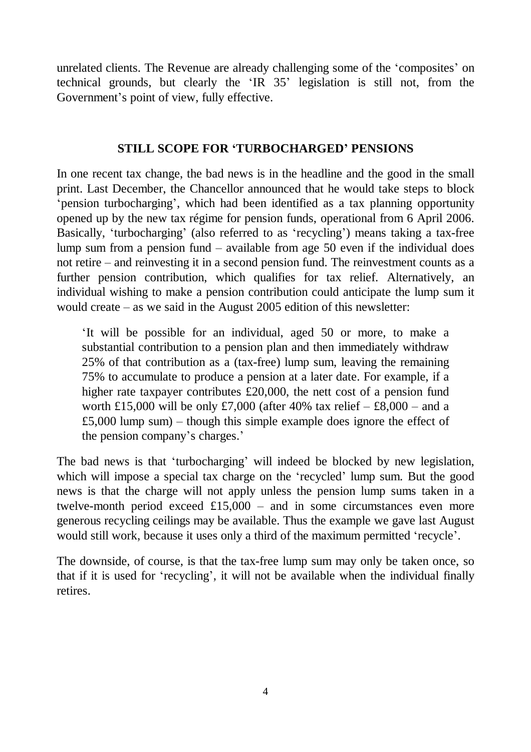unrelated clients. The Revenue are already challenging some of the 'composites' on technical grounds, but clearly the 'IR 35' legislation is still not, from the Government's point of view, fully effective.

## STILL SCOPE FOR 'TURBOCHARGED' PENSIONS

In one recent tax change, the bad news is in the headline and the good in the small print. Last December, the Chancellor announced that he would take steps to block 'pension turbocharging', which had been identified as a tax planning opportunity opened up by the new tax régime for pension funds, operational from 6 April 2006. Basically, 'turbocharging' (also referred to as 'recycling') means taking a tax-free lump sum from a pension fund – available from age 50 even if the individual does not retire – and reinvesting it in a second pension fund. The reinvestment counts as a further pension contribution, which qualifies for tax relief. Alternatively, an individual wishing to make a pension contribution could anticipate the lump sum it would create – as we said in the August 2005 edition of this newsletter:

> 'It will be possible for an individual, aged 50 or more, to make a substantial contribution to a pension plan and then immediately withdraw 25% of that contribution as a (tax-free) lump sum, leaving the remaining 75% to accumulate to produce a pension at a later date. For example, if a higher rate taxpayer contributes £20,000, the nett cost of a pension fund worth £15,000 will be only £7,000 (after 40% tax relief – £8,000 – and a £5,000 lump sum) – though this simple example does ignore the effect of the pension company's charges.'

The bad news is that 'turbocharging' will indeed be blocked by new legislation, which will impose a special tax charge on the 'recycled' lump sum. But the good news is that the charge will not apply unless the pension lump sums taken in a twelve-month period exceed £15,000 – and in some circumstances even more generous recycling ceilings may be available. Thus the example we gave last August would still work, because it uses only a third of the maximum permitted 'recycle'.

The downside, of course, is that the tax-free lump sum may only be taken once, so that if it is used for 'recycling', it will not be available when the individual finally retires.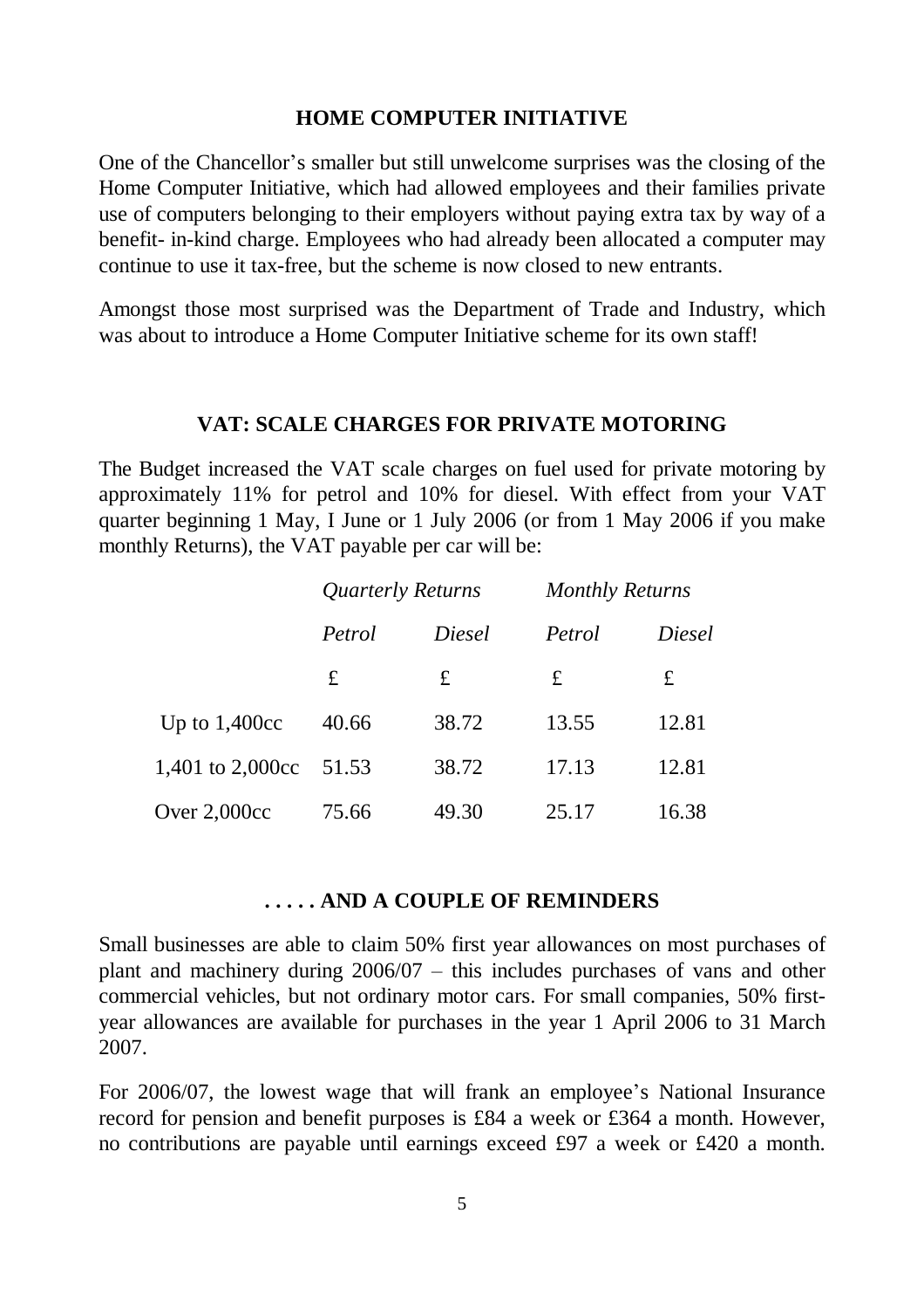## HOME COMPUTER INITIATIVE

One of the Chancellor's smaller but still unwelcome surprises was the closing of the Home Computer Initiative, which had allowed employees and their families private use of computers belonging to their employers without paying extra tax by way of a benefit- in-kind charge. Employees who had already been allocated a computer may continue to use it tax-free, but the scheme is now closed to new entrants.

Amongst those most surprised was the Department of Trade and Industry, which was about to introduce a Home Computer Initiative scheme for its own staff!

## VAT: SCALE CHARGES FOR PRIVATE MOTORING

The Budget increased the VAT scale charges on fuel used for private motoring by approximately 11% for petrol and 10% for diesel. With effect from your VAT quarter beginning 1 May, I June or 1 July 2006 (or from 1 May 2006 if you make monthly Returns), the VAT payable per car will be:

| | *Quarterly Returns* | | *Monthly Returns* | |
|---|---|---|---|---|
| | *Petrol* | *Diesel* | *Petrol* | *Diesel* |
| | £ | £ | £ | £ |
| Up to 1,400cc | 40.66 | 38.72 | 13.55 | 12.81 |
| 1,401 to 2,000cc | 51.53 | 38.72 | 17.13 | 12.81 |
| Over 2,000cc | 75.66 | 49.30 | 25.17 | 16.38 |

## . . . . . AND A COUPLE OF REMINDERS

Small businesses are able to claim 50% first year allowances on most purchases of plant and machinery during 2006/07 – this includes purchases of vans and other commercial vehicles, but not ordinary motor cars. For small companies, 50% first-year allowances are available for purchases in the year 1 April 2006 to 31 March 2007.

For 2006/07, the lowest wage that will frank an employee's National Insurance record for pension and benefit purposes is £84 a week or £364 a month. However, no contributions are payable until earnings exceed £97 a week or £420 a month.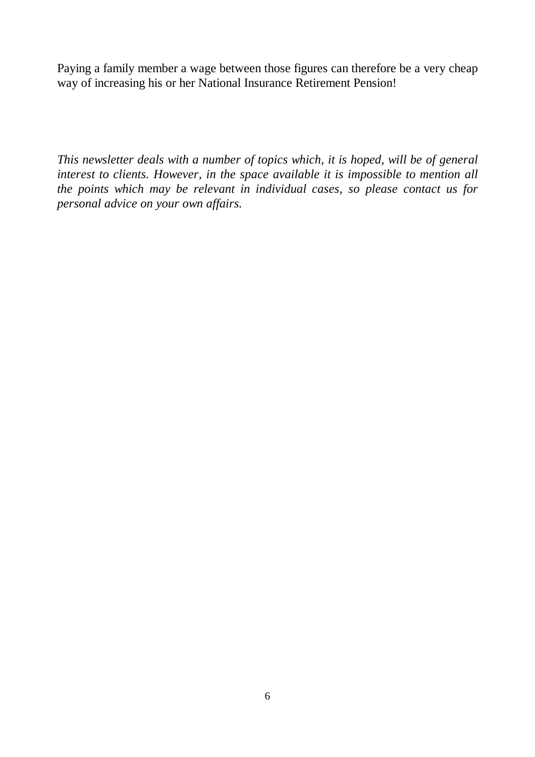Paying a family member a wage between those figures can therefore be a very cheap way of increasing his or her National Insurance Retirement Pension!

*This newsletter deals with a number of topics which, it is hoped, will be of general interest to clients. However, in the space available it is impossible to mention all the points which may be relevant in individual cases, so please contact us for personal advice on your own affairs.*